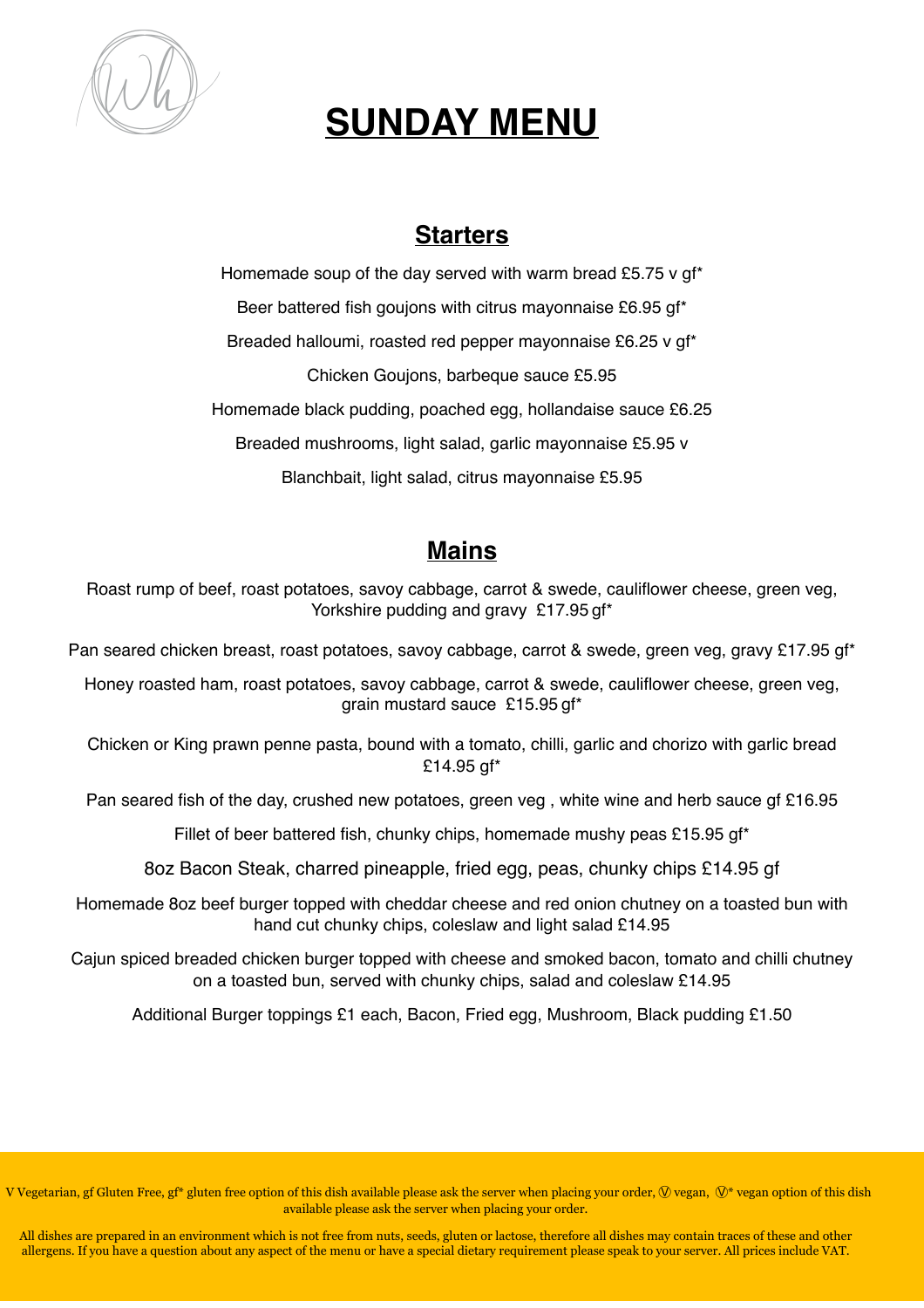# SUNDAY MENU

## Starters

Homemade soup of the day served with warm bread £5.75 v gf*

Beer battered fish goujons with citrus mayonnaise £6.95 gf*

Breaded halloumi, roasted red pepper mayonnaise £6.25 v gf*

Chicken Goujons, barbeque sauce £5.95

Homemade black pudding, poached egg, hollandaise sauce £6.25

Breaded mushrooms, light salad, garlic mayonnaise £5.95 v

Blanchbait, light salad, citrus mayonnaise £5.95

## Mains

Roast rump of beef, roast potatoes, savoy cabbage, carrot & swede, cauliflower cheese, green veg, Yorkshire pudding and gravy £17.95 gf*

Pan seared chicken breast, roast potatoes, savoy cabbage, carrot & swede, green veg, gravy £17.95 gf*

Honey roasted ham, roast potatoes, savoy cabbage, carrot & swede, cauliflower cheese, green veg, grain mustard sauce £15.95 gf*

Chicken or King prawn penne pasta, bound with a tomato, chilli, garlic and chorizo with garlic bread £14.95 gf*

Pan seared fish of the day, crushed new potatoes, green veg , white wine and herb sauce gf £16.95

Fillet of beer battered fish, chunky chips, homemade mushy peas £15.95 gf*

8oz Bacon Steak, charred pineapple, fried egg, peas, chunky chips £14.95 gf

Homemade 8oz beef burger topped with cheddar cheese and red onion chutney on a toasted bun with hand cut chunky chips, coleslaw and light salad £14.95

Cajun spiced breaded chicken burger topped with cheese and smoked bacon, tomato and chilli chutney on a toasted bun, served with chunky chips, salad and coleslaw £14.95

Additional Burger toppings £1 each, Bacon, Fried egg, Mushroom, Black pudding £1.50

V Vegetarian, gf Gluten Free, gf* gluten free option of this dish available please ask the server when placing your order, Ⓥ vegan, Ⓥ* vegan option of this dish available please ask the server when placing your order.

All dishes are prepared in an environment which is not free from nuts, seeds, gluten or lactose, therefore all dishes may contain traces of these and other allergens. If you have a question about any aspect of the menu or have a special dietary requirement please speak to your server. All prices include VAT.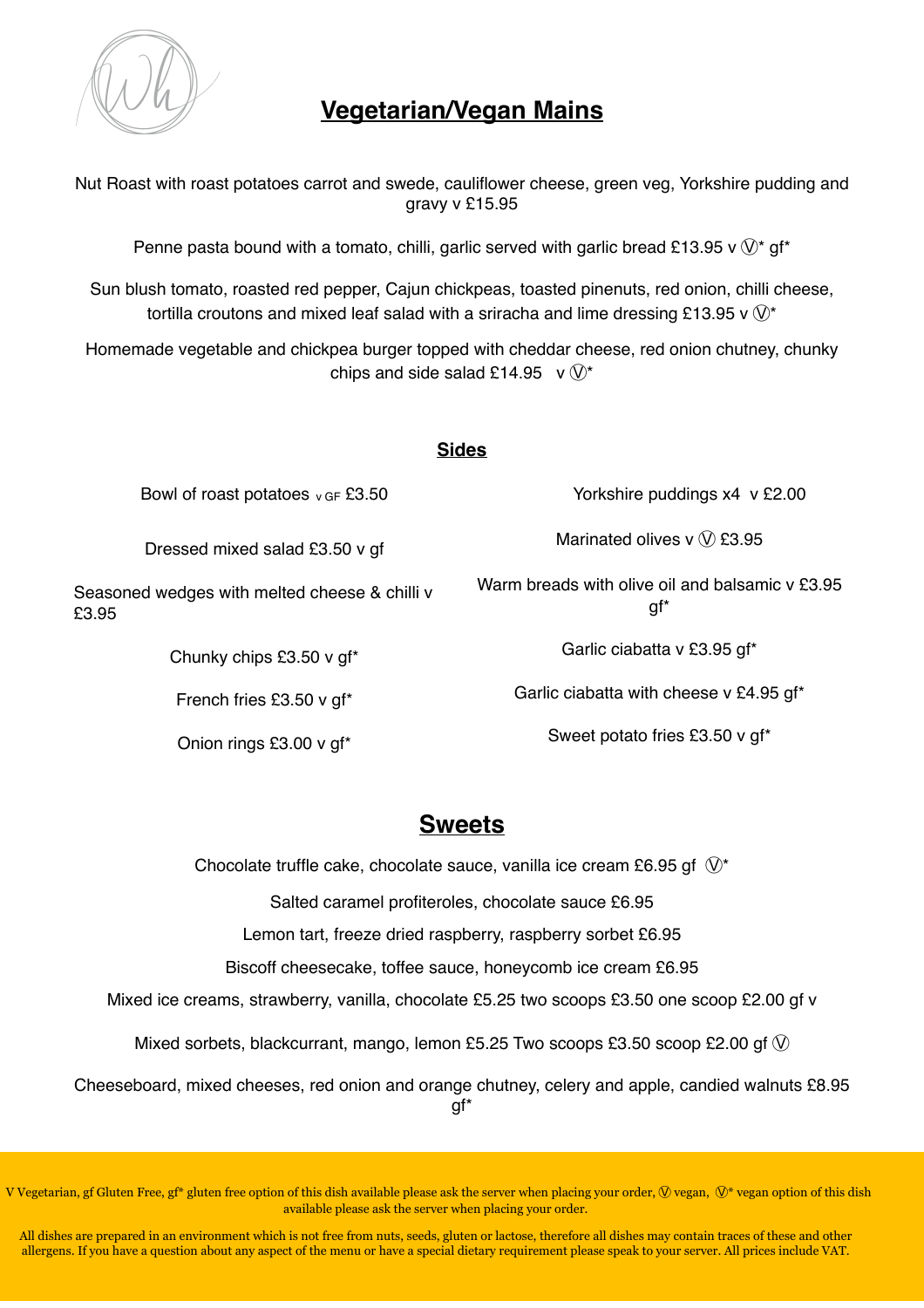## Vegetarian/Vegan Mains

Nut Roast with roast potatoes carrot and swede, cauliflower cheese, green veg, Yorkshire pudding and gravy v £15.95

Penne pasta bound with a tomato, chilli, garlic served with garlic bread £13.95 v Ⓥ* gf*

Sun blush tomato, roasted red pepper, Cajun chickpeas, toasted pinenuts, red onion, chilli cheese, tortilla croutons and mixed leaf salad with a sriracha and lime dressing £13.95 v Ⓥ*

Homemade vegetable and chickpea burger topped with cheddar cheese, red onion chutney, chunky chips and side salad £14.95 v Ⓥ*

### Sides

Bowl of roast potatoes v GF £3.50

Dressed mixed salad £3.50 v gf

Seasoned wedges with melted cheese & chilli v £3.95

Chunky chips £3.50 v gf*

French fries £3.50 v gf*

Onion rings £3.00 v gf*

Yorkshire puddings x4 v £2.00

Marinated olives v Ⓥ £3.95

Warm breads with olive oil and balsamic v £3.95 gf*

Garlic ciabatta v £3.95 gf*

Garlic ciabatta with cheese v £4.95 gf*

Sweet potato fries £3.50 v gf*

## Sweets

Chocolate truffle cake, chocolate sauce, vanilla ice cream £6.95 gf Ⓥ*

Salted caramel profiteroles, chocolate sauce £6.95

Lemon tart, freeze dried raspberry, raspberry sorbet £6.95

Biscoff cheesecake, toffee sauce, honeycomb ice cream £6.95

Mixed ice creams, strawberry, vanilla, chocolate £5.25 two scoops £3.50 one scoop £2.00 gf v

Mixed sorbets, blackcurrant, mango, lemon £5.25 Two scoops £3.50 scoop £2.00 gf Ⓥ

Cheeseboard, mixed cheeses, red onion and orange chutney, celery and apple, candied walnuts £8.95 gf*

V Vegetarian, gf Gluten Free, gf* gluten free option of this dish available please ask the server when placing your order, Ⓥ vegan, Ⓥ* vegan option of this dish available please ask the server when placing your order.

All dishes are prepared in an environment which is not free from nuts, seeds, gluten or lactose, therefore all dishes may contain traces of these and other allergens. If you have a question about any aspect of the menu or have a special dietary requirement please speak to your server. All prices include VAT.